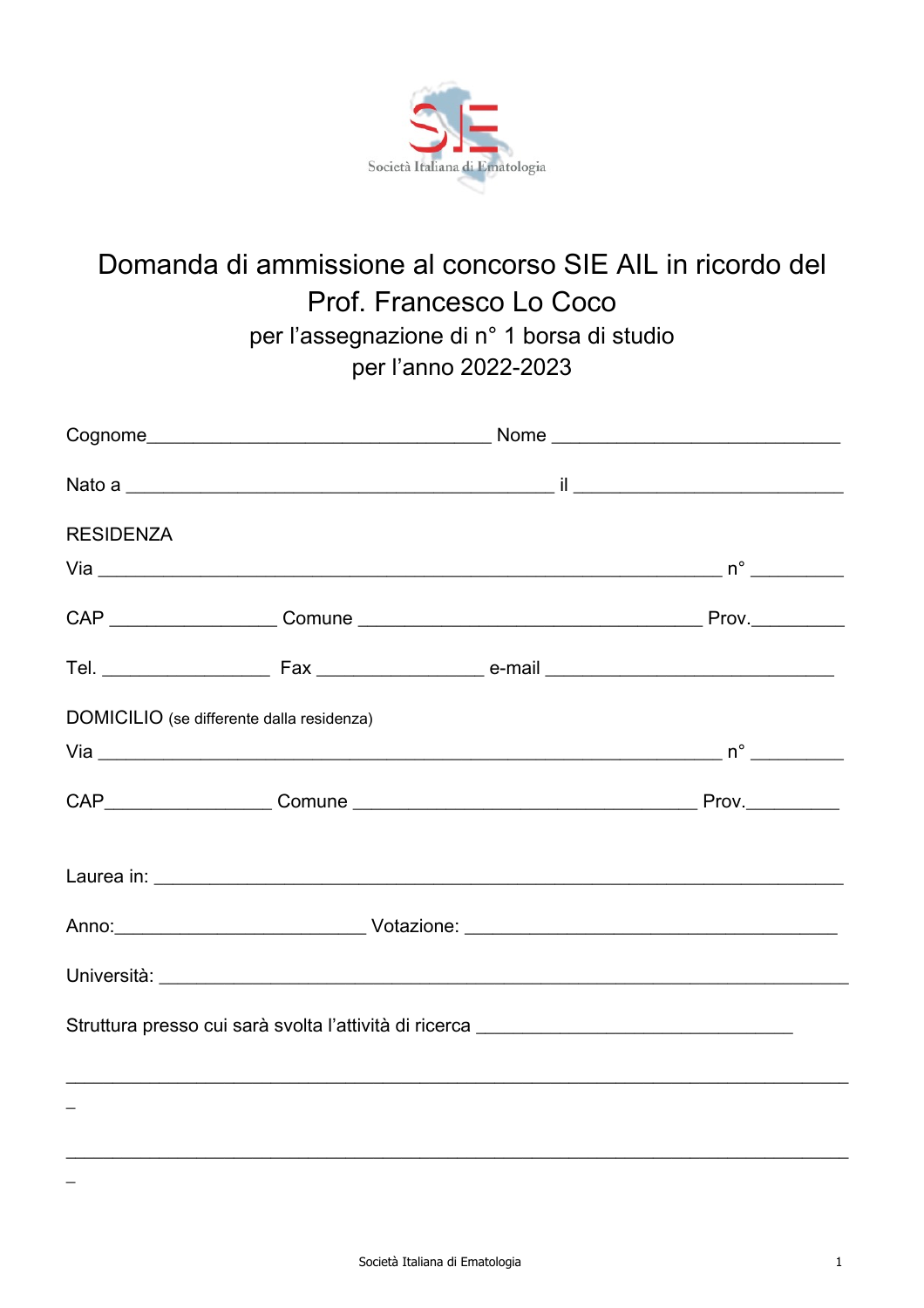Società Italiana di Ematologia

# Domanda di ammissione al concorso SIE AIL in ricordo del Prof. Francesco Lo Coco

per l'assegnazione di n° 1 borsa di studio
per l'anno 2022-2023

Cognome___________________________________ Nome _____________________________

Nato a ___________________________________________ il ___________________________

RESIDENZA

Via _______________________________________________________________ n° _________

CAP _________________ Comune ___________________________________ Prov._________

Tel. _________________ Fax _________________ e-mail _____________________________

DOMICILIO (se differente dalla residenza)

Via _______________________________________________________________ n° _________

CAP_________________ Comune ___________________________________ Prov._________

Laurea in: _____________________________________________________________________

Anno:_________________________ Votazione: _____________________________________

Università: _____________________________________________________________________

Struttura presso cui sarà svolta l'attività di ricerca ________________________________

________________________________________________________________________________
_

________________________________________________________________________________
_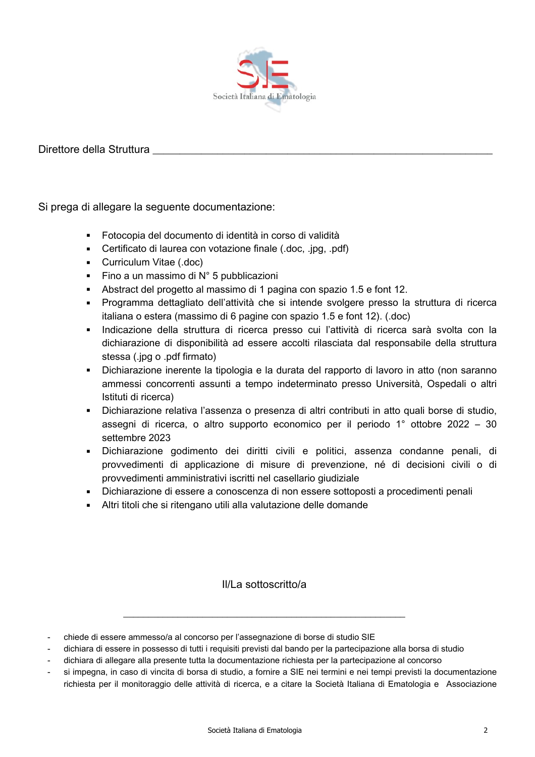Direttore della Struttura ___________________________________________________________

Si prega di allegare la seguente documentazione:

- Fotocopia del documento di identità in corso di validità
- Certificato di laurea con votazione finale (.doc, .jpg, .pdf)
- Curriculum Vitae (.doc)
- Fino a un massimo di N° 5 pubblicazioni
- Abstract del progetto al massimo di 1 pagina con spazio 1.5 e font 12.
- Programma dettagliato dell'attività che si intende svolgere presso la struttura di ricerca italiana o estera (massimo di 6 pagine con spazio 1.5 e font 12). (.doc)
- Indicazione della struttura di ricerca presso cui l'attività di ricerca sarà svolta con la dichiarazione di disponibilità ad essere accolti rilasciata dal responsabile della struttura stessa (.jpg o .pdf firmato)
- Dichiarazione inerente la tipologia e la durata del rapporto di lavoro in atto (non saranno ammessi concorrenti assunti a tempo indeterminato presso Università, Ospedali o altri Istituti di ricerca)
- Dichiarazione relativa l'assenza o presenza di altri contributi in atto quali borse di studio, assegni di ricerca, o altro supporto economico per il periodo 1° ottobre 2022 – 30 settembre 2023
- Dichiarazione godimento dei diritti civili e politici, assenza condanne penali, di provvedimenti di applicazione di misure di prevenzione, né di decisioni civili o di provvedimenti amministrativi iscritti nel casellario giudiziale
- Dichiarazione di essere a conoscenza di non essere sottoposti a procedimenti penali
- Altri titoli che si ritengano utili alla valutazione delle domande

Il/La sottoscritto/a

___________________________________________________

- chiede di essere ammesso/a al concorso per l'assegnazione di borse di studio SIE
- dichiara di essere in possesso di tutti i requisiti previsti dal bando per la partecipazione alla borsa di studio
- dichiara di allegare alla presente tutta la documentazione richiesta per la partecipazione al concorso
- si impegna, in caso di vincita di borsa di studio, a fornire a SIE nei termini e nei tempi previsti la documentazione richiesta per il monitoraggio delle attività di ricerca, e a citare la Società Italiana di Ematologia e Associazione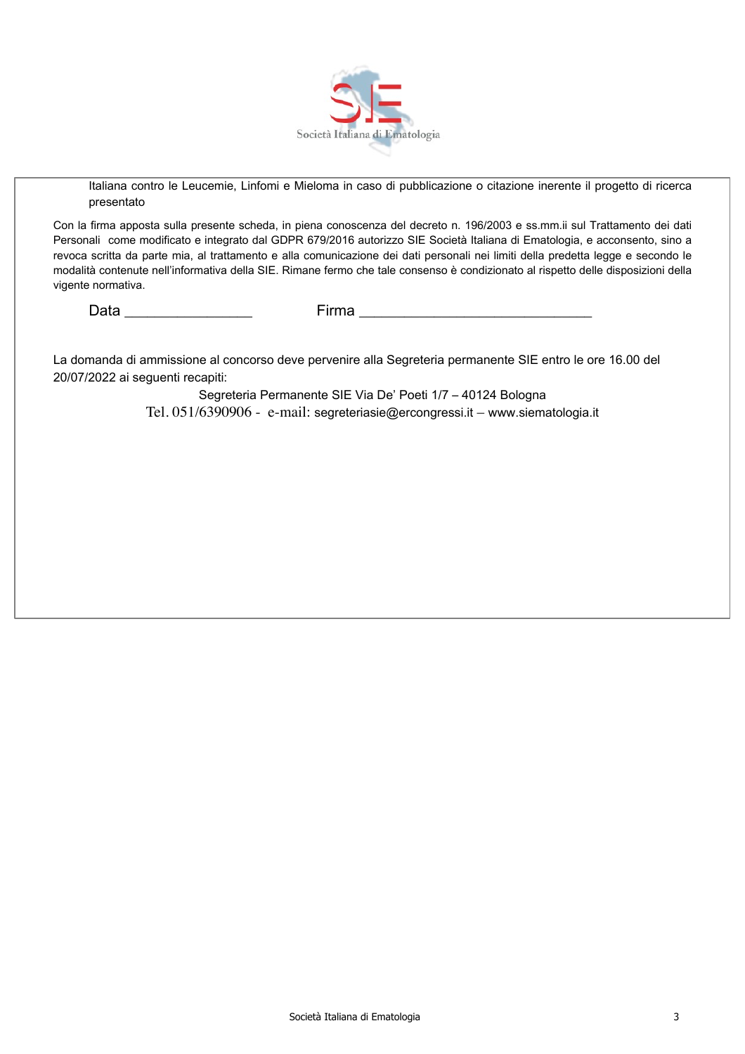Italiana contro le Leucemie, Linfomi e Mieloma in caso di pubblicazione o citazione inerente il progetto di ricerca presentato

Con la firma apposta sulla presente scheda, in piena conoscenza del decreto n. 196/2003 e ss.mm.ii sul Trattamento dei dati Personali come modificato e integrato dal GDPR 679/2016 autorizzo SIE Società Italiana di Ematologia, e acconsento, sino a revoca scritta da parte mia, al trattamento e alla comunicazione dei dati personali nei limiti della predetta legge e secondo le modalità contenute nell'informativa della SIE. Rimane fermo che tale consenso è condizionato al rispetto delle disposizioni della vigente normativa.

Data _________________ Firma _______________________________

La domanda di ammissione al concorso deve pervenire alla Segreteria permanente SIE entro le ore 16.00 del 20/07/2022 ai seguenti recapiti:

Segreteria Permanente SIE Via De' Poeti 1/7 – 40124 Bologna
Tel. 051/6390906 - e-mail: segreteriasie@ercongressi.it – www.siematologia.it